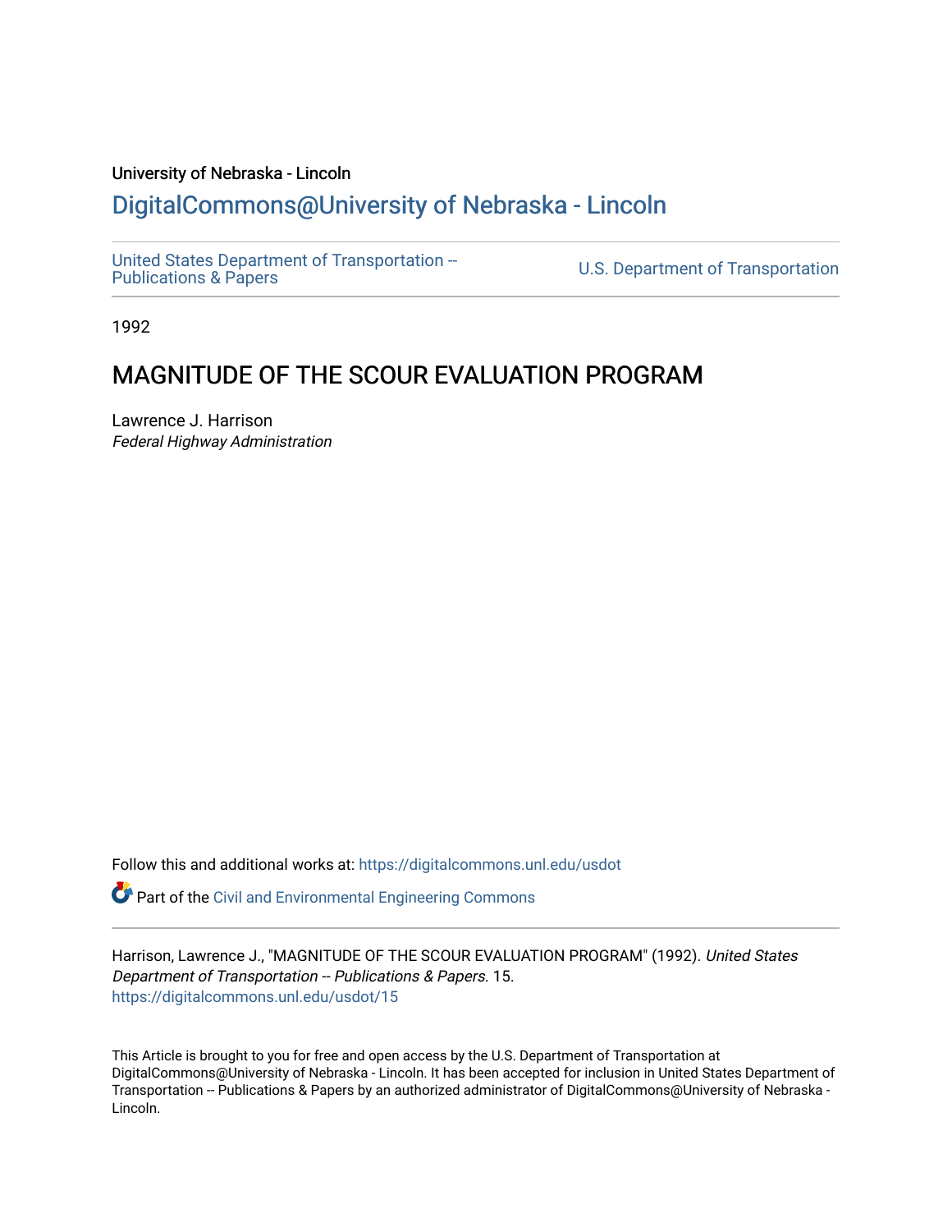University of Nebraska - Lincoln

## DigitalCommons@University of Nebraska - Lincoln

United States Department of Transportation -- Publications & Papers

U.S. Department of Transportation

1992

# MAGNITUDE OF THE SCOUR EVALUATION PROGRAM

Lawrence J. Harrison

*Federal Highway Administration*

Follow this and additional works at: https://digitalcommons.unl.edu/usdot

Part of the Civil and Environmental Engineering Commons

Harrison, Lawrence J., "MAGNITUDE OF THE SCOUR EVALUATION PROGRAM" (1992). *United States Department of Transportation -- Publications & Papers*. 15.
https://digitalcommons.unl.edu/usdot/15

This Article is brought to you for free and open access by the U.S. Department of Transportation at DigitalCommons@University of Nebraska - Lincoln. It has been accepted for inclusion in United States Department of Transportation -- Publications & Papers by an authorized administrator of DigitalCommons@University of Nebraska - Lincoln.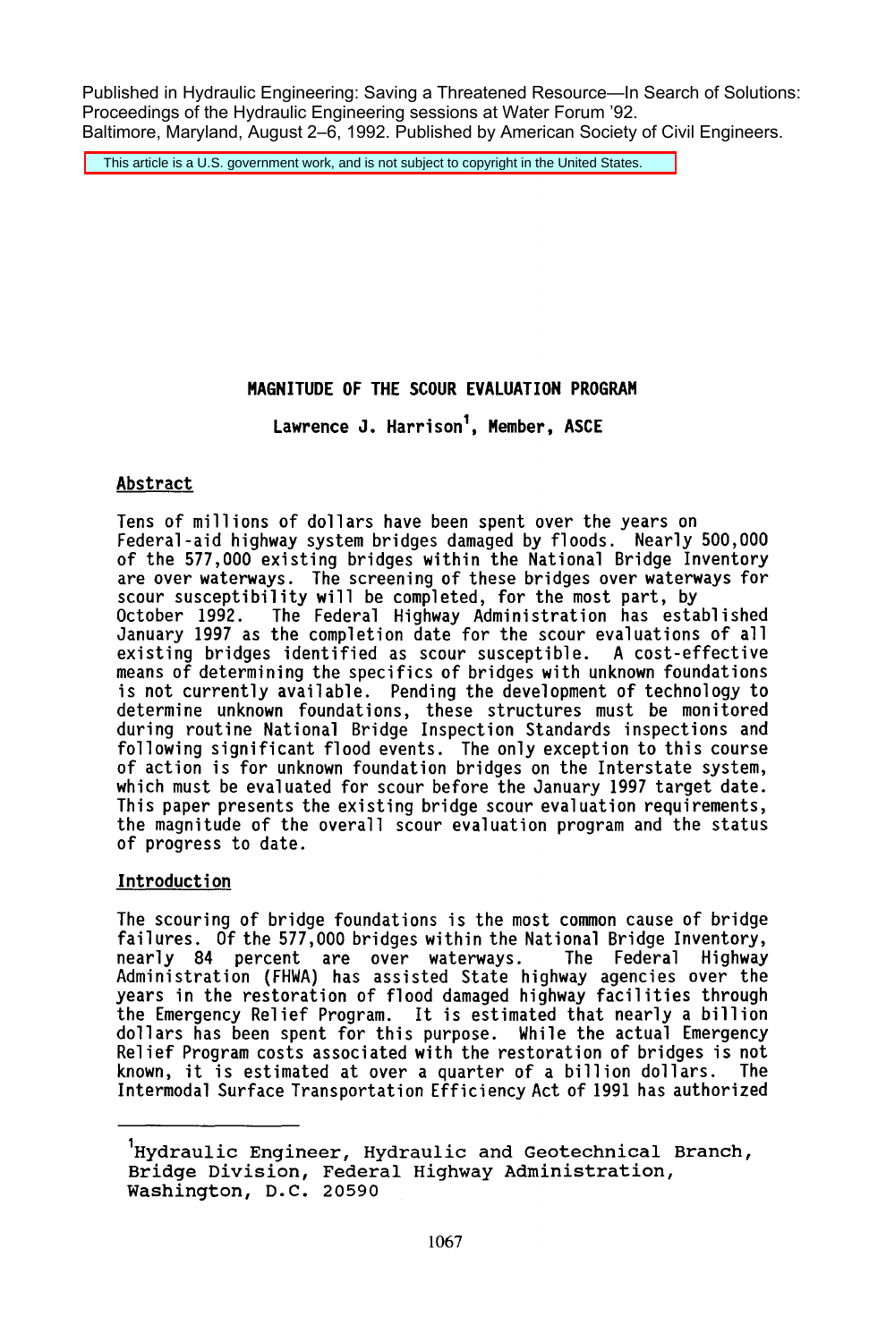Published in Hydraulic Engineering: Saving a Threatened Resource—In Search of Solutions: Proceedings of the Hydraulic Engineering sessions at Water Forum '92. Baltimore, Maryland, August 2–6, 1992. Published by American Society of Civil Engineers.

This article is a U.S. government work, and is not subject to copyright in the United States.

# MAGNITUDE OF THE SCOUR EVALUATION PROGRAM

**Lawrence J. Harrison[1], Member, ASCE**

## Abstract

Tens of millions of dollars have been spent over the years on Federal-aid highway system bridges damaged by floods. Nearly 500,000 of the 577,000 existing bridges within the National Bridge Inventory are over waterways. The screening of these bridges over waterways for scour susceptibility will be completed, for the most part, by October 1992. The Federal Highway Administration has established January 1997 as the completion date for the scour evaluations of all existing bridges identified as scour susceptible. A cost-effective means of determining the specifics of bridges with unknown foundations is not currently available. Pending the development of technology to determine unknown foundations, these structures must be monitored during routine National Bridge Inspection Standards inspections and following significant flood events. The only exception to this course of action is for unknown foundation bridges on the Interstate system, which must be evaluated for scour before the January 1997 target date. This paper presents the existing bridge scour evaluation requirements, the magnitude of the overall scour evaluation program and the status of progress to date.

## Introduction

The scouring of bridge foundations is the most common cause of bridge failures. Of the 577,000 bridges within the National Bridge Inventory, nearly 84 percent are over waterways. The Federal Highway Administration (FHWA) has assisted State highway agencies over the years in the restoration of flood damaged highway facilities through the Emergency Relief Program. It is estimated that nearly a billion dollars has been spent for this purpose. While the actual Emergency Relief Program costs associated with the restoration of bridges is not known, it is estimated at over a quarter of a billion dollars. The Intermodal Surface Transportation Efficiency Act of 1991 has authorized

---

[1] Hydraulic Engineer, Hydraulic and Geotechnical Branch, Bridge Division, Federal Highway Administration, Washington, D.C. 20590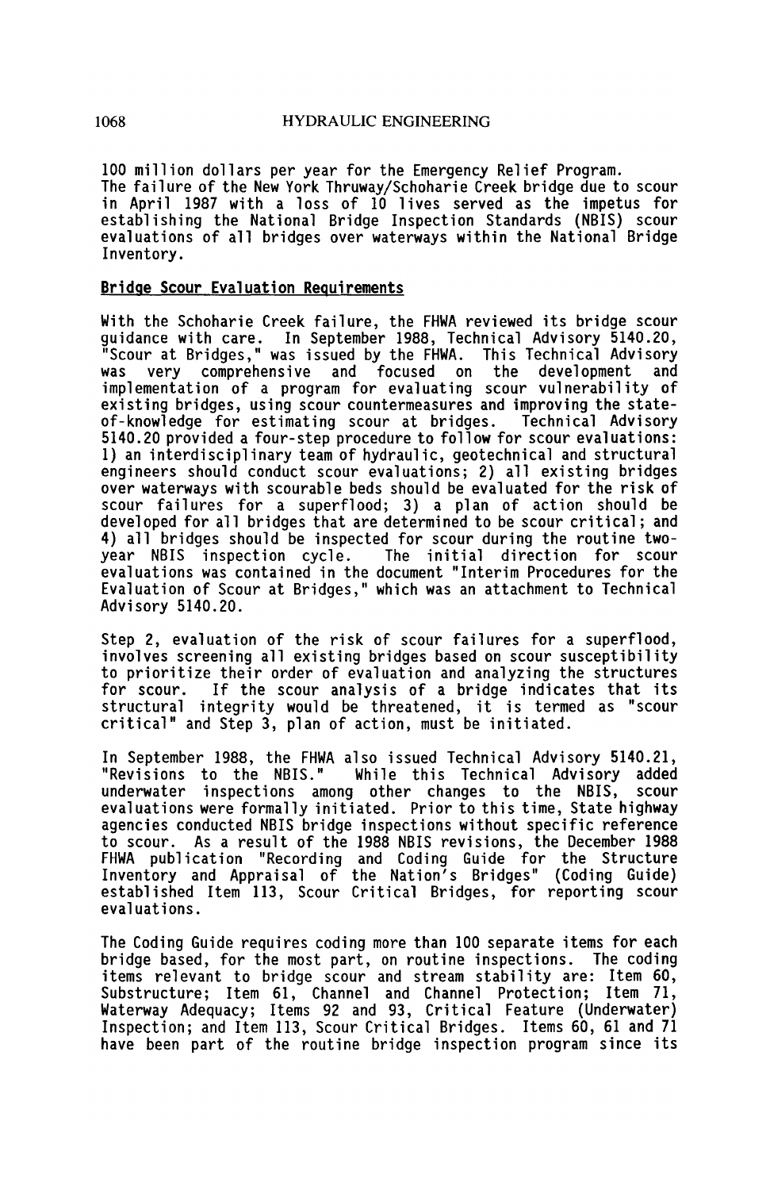100 million dollars per year for the Emergency Relief Program. The failure of the New York Thruway/Schoharie Creek bridge due to scour in April 1987 with a loss of 10 lives served as the impetus for establishing the National Bridge Inspection Standards (NBIS) scour evaluations of all bridges over waterways within the National Bridge Inventory.

## Bridge Scour Evaluation Requirements

With the Schoharie Creek failure, the FHWA reviewed its bridge scour guidance with care. In September 1988, Technical Advisory 5140.20, "Scour at Bridges," was issued by the FHWA. This Technical Advisory was very comprehensive and focused on the development and implementation of a program for evaluating scour vulnerability of existing bridges, using scour countermeasures and improving the state-of-knowledge for estimating scour at bridges. Technical Advisory 5140.20 provided a four-step procedure to follow for scour evaluations: 1) an interdisciplinary team of hydraulic, geotechnical and structural engineers should conduct scour evaluations; 2) all existing bridges over waterways with scourable beds should be evaluated for the risk of scour failures for a superflood; 3) a plan of action should be developed for all bridges that are determined to be scour critical; and 4) all bridges should be inspected for scour during the routine two-year NBIS inspection cycle. The initial direction for scour evaluations was contained in the document "Interim Procedures for the Evaluation of Scour at Bridges," which was an attachment to Technical Advisory 5140.20.

Step 2, evaluation of the risk of scour failures for a superflood, involves screening all existing bridges based on scour susceptibility to prioritize their order of evaluation and analyzing the structures for scour. If the scour analysis of a bridge indicates that its structural integrity would be threatened, it is termed as "scour critical" and Step 3, plan of action, must be initiated.

In September 1988, the FHWA also issued Technical Advisory 5140.21, "Revisions to the NBIS." While this Technical Advisory added underwater inspections among other changes to the NBIS, scour evaluations were formally initiated. Prior to this time, State highway agencies conducted NBIS bridge inspections without specific reference to scour. As a result of the 1988 NBIS revisions, the December 1988 FHWA publication "Recording and Coding Guide for the Structure Inventory and Appraisal of the Nation's Bridges" (Coding Guide) established Item 113, Scour Critical Bridges, for reporting scour evaluations.

The Coding Guide requires coding more than 100 separate items for each bridge based, for the most part, on routine inspections. The coding items relevant to bridge scour and stream stability are: Item 60, Substructure; Item 61, Channel and Channel Protection; Item 71, Waterway Adequacy; Items 92 and 93, Critical Feature (Underwater) Inspection; and Item 113, Scour Critical Bridges. Items 60, 61 and 71 have been part of the routine bridge inspection program since its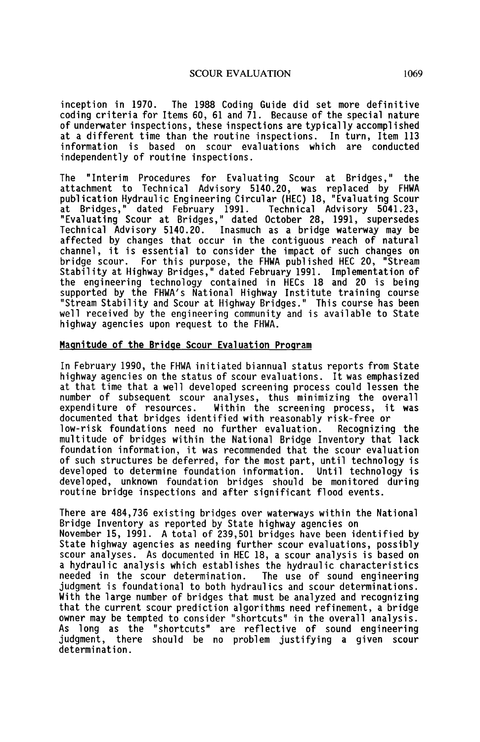inception in 1970. The 1988 Coding Guide did set more definitive coding criteria for Items 60, 61 and 71. Because of the special nature of underwater inspections, these inspections are typically accomplished at a different time than the routine inspections. In turn, Item 113 information is based on scour evaluations which are conducted independently of routine inspections.

The "Interim Procedures for Evaluating Scour at Bridges," the attachment to Technical Advisory 5140.20, was replaced by FHWA publication Hydraulic Engineering Circular (HEC) 18, "Evaluating Scour at Bridges," dated February 1991. Technical Advisory 5041.23, "Evaluating Scour at Bridges," dated October 28, 1991, supersedes Technical Advisory 5140.20. Inasmuch as a bridge waterway may be affected by changes that occur in the contiguous reach of natural channel, it is essential to consider the impact of such changes on bridge scour. For this purpose, the FHWA published HEC 20, "Stream Stability at Highway Bridges," dated February 1991. Implementation of the engineering technology contained in HECs 18 and 20 is being supported by the FHWA's National Highway Institute training course "Stream Stability and Scour at Highway Bridges." This course has been well received by the engineering community and is available to State highway agencies upon request to the FHWA.

## Magnitude of the Bridge Scour Evaluation Program

In February 1990, the FHWA initiated biannual status reports from State highway agencies on the status of scour evaluations. It was emphasized at that time that a well developed screening process could lessen the number of subsequent scour analyses, thus minimizing the overall expenditure of resources. Within the screening process, it was documented that bridges identified with reasonably risk-free or low-risk foundations need no further evaluation. Recognizing the multitude of bridges within the National Bridge Inventory that lack foundation information, it was recommended that the scour evaluation of such structures be deferred, for the most part, until technology is developed to determine foundation information. Until technology is developed, unknown foundation bridges should be monitored during routine bridge inspections and after significant flood events.

There are 484,736 existing bridges over waterways within the National Bridge Inventory as reported by State highway agencies on November 15, 1991. A total of 239,501 bridges have been identified by State highway agencies as needing further scour evaluations, possibly scour analyses. As documented in HEC 18, a scour analysis is based on a hydraulic analysis which establishes the hydraulic characteristics needed in the scour determination. The use of sound engineering judgment is foundational to both hydraulics and scour determinations. With the large number of bridges that must be analyzed and recognizing that the current scour prediction algorithms need refinement, a bridge owner may be tempted to consider "shortcuts" in the overall analysis. As long as the "shortcuts" are reflective of sound engineering judgment, there should be no problem justifying a given scour determination.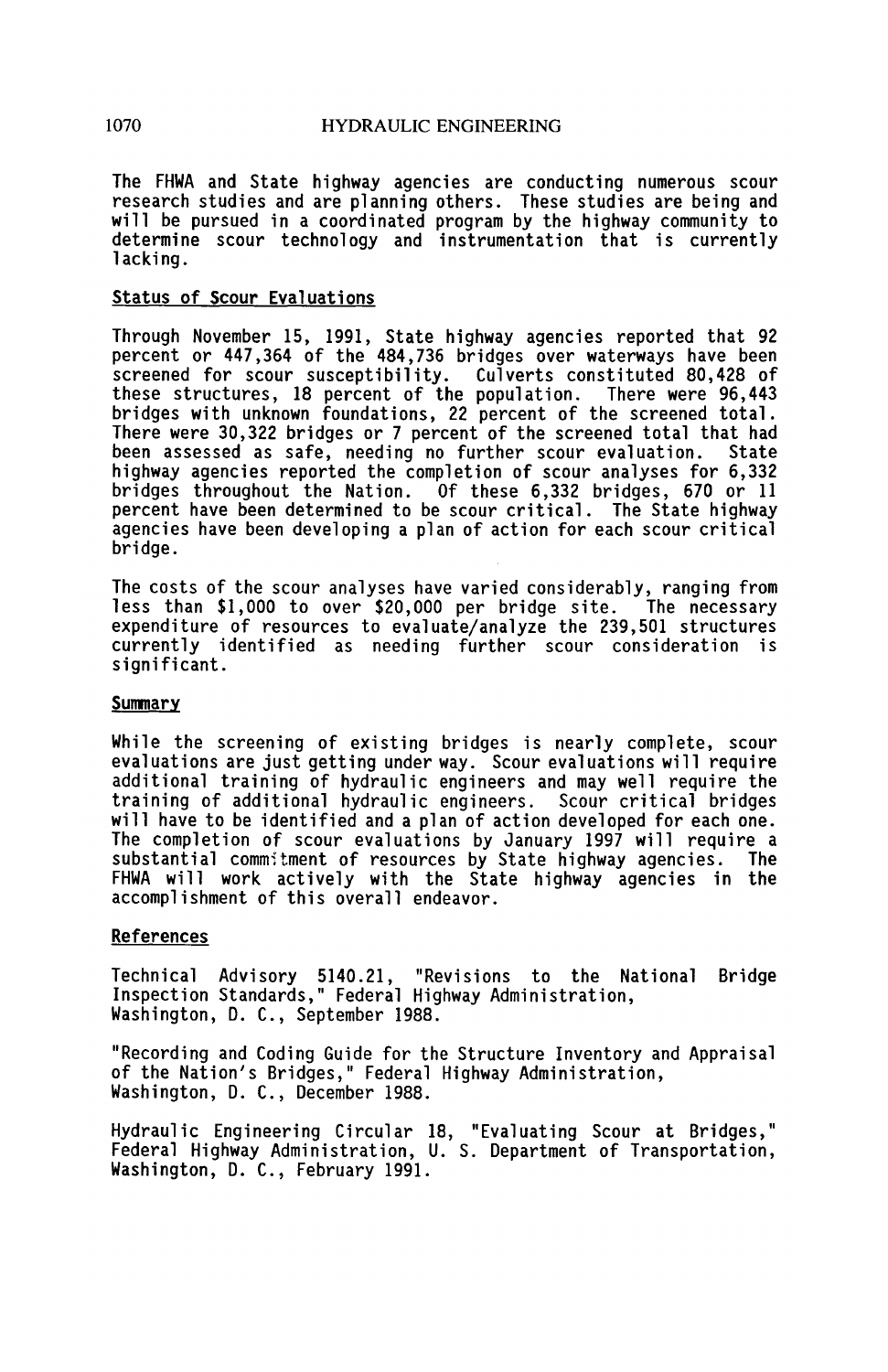The FHWA and State highway agencies are conducting numerous scour research studies and are planning others. These studies are being and will be pursued in a coordinated program by the highway community to determine scour technology and instrumentation that is currently lacking.

## Status of Scour Evaluations

Through November 15, 1991, State highway agencies reported that 92 percent or 447,364 of the 484,736 bridges over waterways have been screened for scour susceptibility. Culverts constituted 80,428 of these structures, 18 percent of the population. There were 96,443 bridges with unknown foundations, 22 percent of the screened total. There were 30,322 bridges or 7 percent of the screened total that had been assessed as safe, needing no further scour evaluation. State highway agencies reported the completion of scour analyses for 6,332 bridges throughout the Nation. Of these 6,332 bridges, 670 or 11 percent have been determined to be scour critical. The State highway agencies have been developing a plan of action for each scour critical bridge.

The costs of the scour analyses have varied considerably, ranging from less than $1,000 to over $20,000 per bridge site. The necessary expenditure of resources to evaluate/analyze the 239,501 structures currently identified as needing further scour consideration is significant.

## Summary

While the screening of existing bridges is nearly complete, scour evaluations are just getting under way. Scour evaluations will require additional training of hydraulic engineers and may well require the training of additional hydraulic engineers. Scour critical bridges will have to be identified and a plan of action developed for each one. The completion of scour evaluations by January 1997 will require a substantial commitment of resources by State highway agencies. The FHWA will work actively with the State highway agencies in the accomplishment of this overall endeavor.

## References

Technical Advisory 5140.21, "Revisions to the National Bridge Inspection Standards," Federal Highway Administration, Washington, D. C., September 1988.

"Recording and Coding Guide for the Structure Inventory and Appraisal of the Nation's Bridges," Federal Highway Administration, Washington, D. C., December 1988.

Hydraulic Engineering Circular 18, "Evaluating Scour at Bridges," Federal Highway Administration, U. S. Department of Transportation, Washington, D. C., February 1991.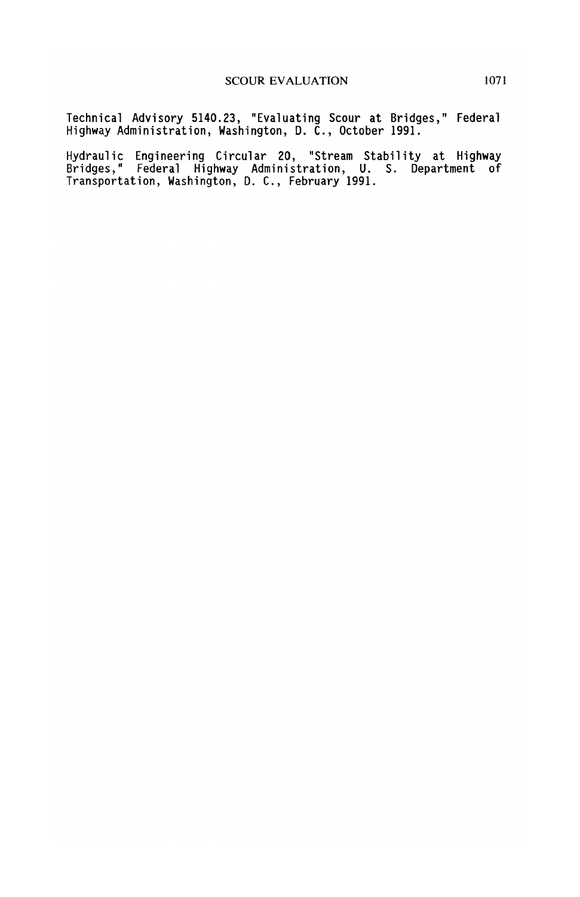Technical Advisory 5140.23, "Evaluating Scour at Bridges," Federal Highway Administration, Washington, D. C., October 1991.

Hydraulic Engineering Circular 20, "Stream Stability at Highway Bridges," Federal Highway Administration, U. S. Department of Transportation, Washington, D. C., February 1991.